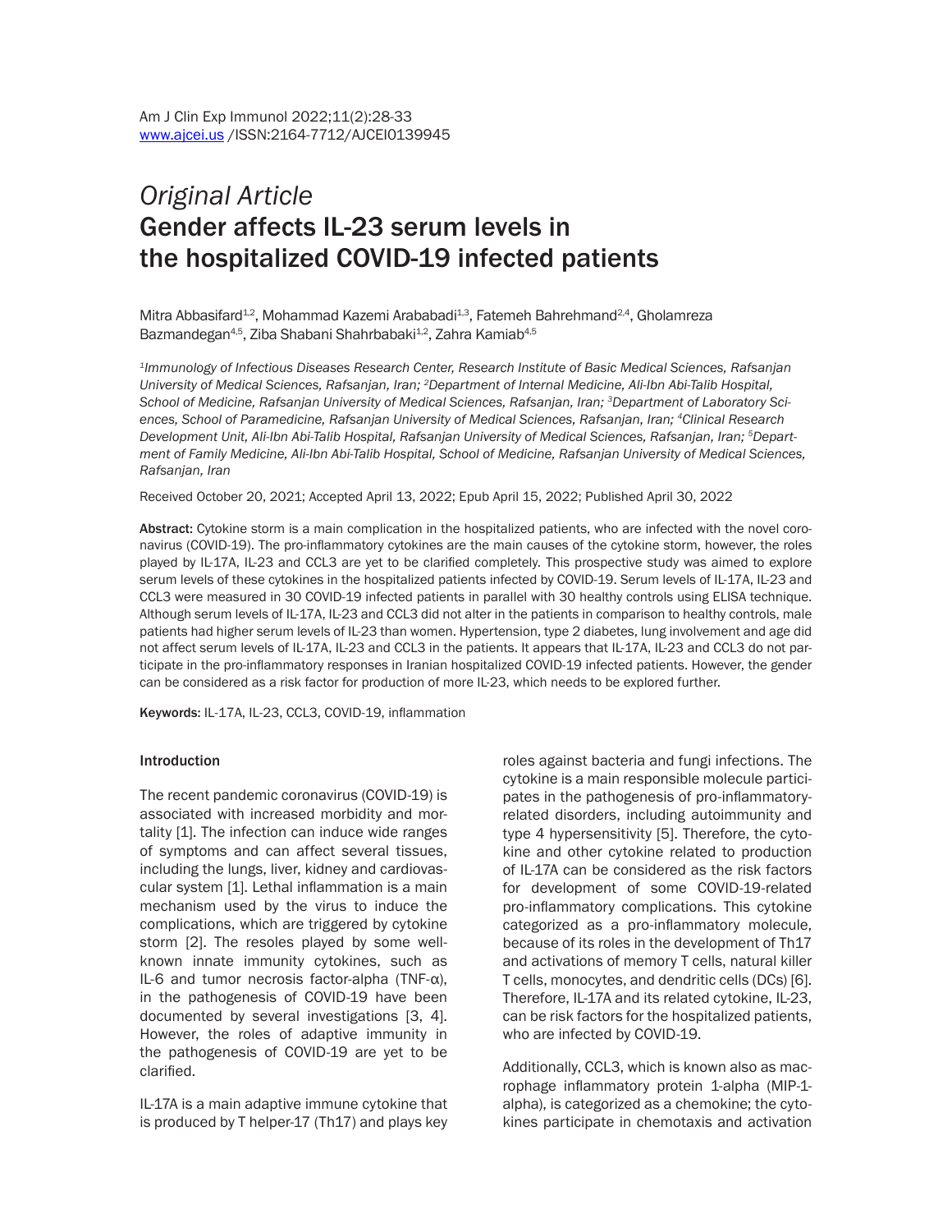*Original Article*

# Gender affects IL-23 serum levels in the hospitalized COVID-19 infected patients

Mitra Abbasifard[1,2], Mohammad Kazemi Arababadi[1,3], Fatemeh Bahrehmand[2,4], Gholamreza Bazmandegan[4,5], Ziba Shabani Shahrbabaki[1,2], Zahra Kamiab[4,5]

*[1]Immunology of Infectious Diseases Research Center, Research Institute of Basic Medical Sciences, Rafsanjan University of Medical Sciences, Rafsanjan, Iran; [2]Department of Internal Medicine, Ali-Ibn Abi-Talib Hospital, School of Medicine, Rafsanjan University of Medical Sciences, Rafsanjan, Iran; [3]Department of Laboratory Sciences, School of Paramedicine, Rafsanjan University of Medical Sciences, Rafsanjan, Iran; [4]Clinical Research Development Unit, Ali-Ibn Abi-Talib Hospital, Rafsanjan University of Medical Sciences, Rafsanjan, Iran; [5]Department of Family Medicine, Ali-Ibn Abi-Talib Hospital, School of Medicine, Rafsanjan University of Medical Sciences, Rafsanjan, Iran*

Received October 20, 2021; Accepted April 13, 2022; Epub April 15, 2022; Published April 30, 2022

**Abstract:** Cytokine storm is a main complication in the hospitalized patients, who are infected with the novel coronavirus (COVID-19). The pro-inflammatory cytokines are the main causes of the cytokine storm, however, the roles played by IL-17A, IL-23 and CCL3 are yet to be clarified completely. This prospective study was aimed to explore serum levels of these cytokines in the hospitalized patients infected by COVID-19. Serum levels of IL-17A, IL-23 and CCL3 were measured in 30 COVID-19 infected patients in parallel with 30 healthy controls using ELISA technique. Although serum levels of IL-17A, IL-23 and CCL3 did not alter in the patients in comparison to healthy controls, male patients had higher serum levels of IL-23 than women. Hypertension, type 2 diabetes, lung involvement and age did not affect serum levels of IL-17A, IL-23 and CCL3 in the patients. It appears that IL-17A, IL-23 and CCL3 do not participate in the pro-inflammatory responses in Iranian hospitalized COVID-19 infected patients. However, the gender can be considered as a risk factor for production of more IL-23, which needs to be explored further.

**Keywords:** IL-17A, IL-23, CCL3, COVID-19, inflammation

## Introduction

The recent pandemic coronavirus (COVID-19) is associated with increased morbidity and mortality [1]. The infection can induce wide ranges of symptoms and can affect several tissues, including the lungs, liver, kidney and cardiovascular system [1]. Lethal inflammation is a main mechanism used by the virus to induce the complications, which are triggered by cytokine storm [2]. The resoles played by some well-known innate immunity cytokines, such as IL-6 and tumor necrosis factor-alpha (TNF-α), in the pathogenesis of COVID-19 have been documented by several investigations [3, 4]. However, the roles of adaptive immunity in the pathogenesis of COVID-19 are yet to be clarified.

IL-17A is a main adaptive immune cytokine that is produced by T helper-17 (Th17) and plays key roles against bacteria and fungi infections. The cytokine is a main responsible molecule participates in the pathogenesis of pro-inflammatory-related disorders, including autoimmunity and type 4 hypersensitivity [5]. Therefore, the cytokine and other cytokine related to production of IL-17A can be considered as the risk factors for development of some COVID-19-related pro-inflammatory complications. This cytokine categorized as a pro-inflammatory molecule, because of its roles in the development of Th17 and activations of memory T cells, natural killer T cells, monocytes, and dendritic cells (DCs) [6]. Therefore, IL-17A and its related cytokine, IL-23, can be risk factors for the hospitalized patients, who are infected by COVID-19.

Additionally, CCL3, which is known also as macrophage inflammatory protein 1-alpha (MIP-1-alpha), is categorized as a chemokine; the cytokines participate in chemotaxis and activation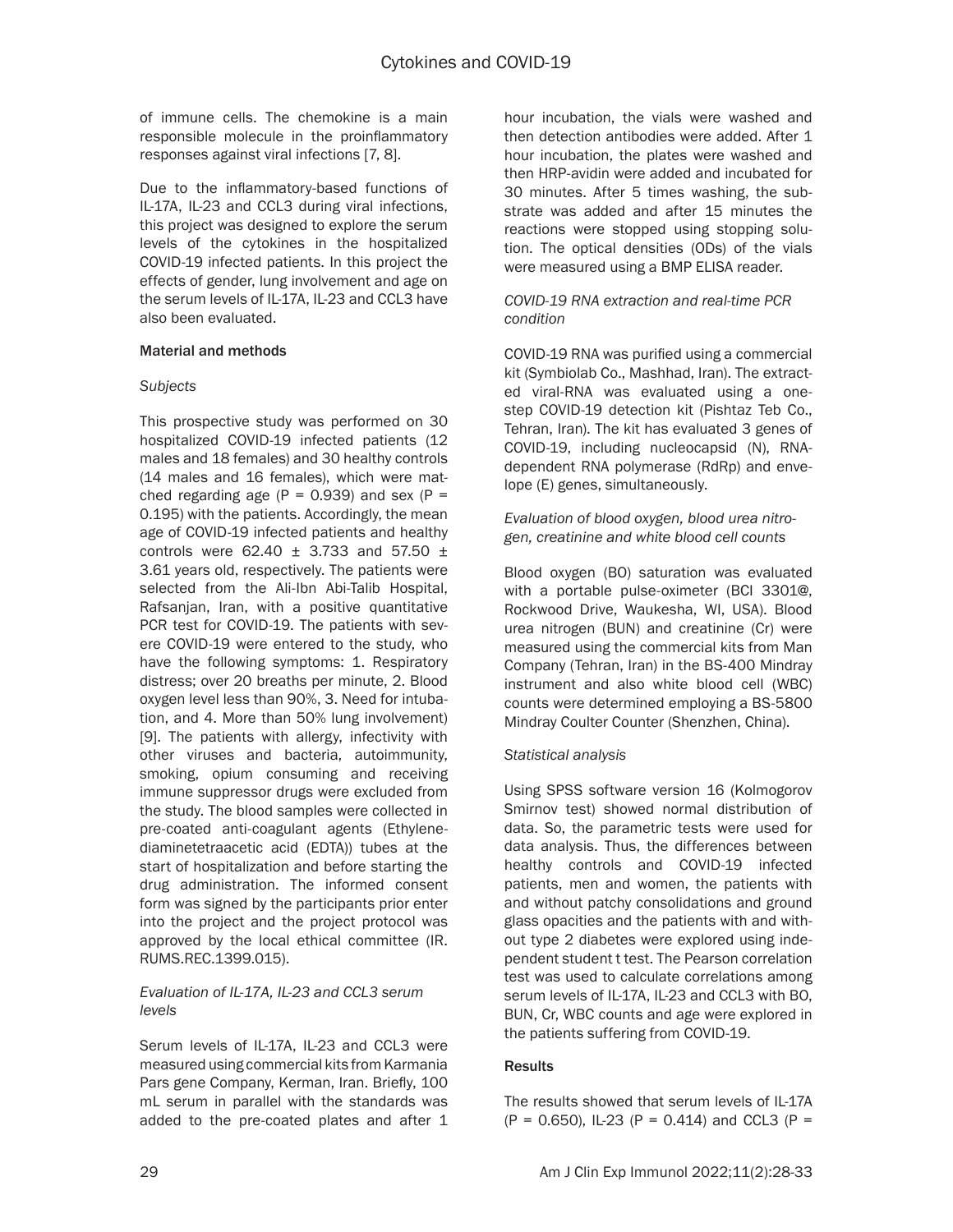of immune cells. The chemokine is a main responsible molecule in the proinflammatory responses against viral infections [7, 8].

Due to the inflammatory-based functions of IL-17A, IL-23 and CCL3 during viral infections, this project was designed to explore the serum levels of the cytokines in the hospitalized COVID-19 infected patients. In this project the effects of gender, lung involvement and age on the serum levels of IL-17A, IL-23 and CCL3 have also been evaluated.

## Material and methods

### *Subjects*

This prospective study was performed on 30 hospitalized COVID-19 infected patients (12 males and 18 females) and 30 healthy controls (14 males and 16 females), which were matched regarding age ($P = 0.939$) and sex ($P = 0.195$) with the patients. Accordingly, the mean age of COVID-19 infected patients and healthy controls were 62.40 ± 3.733 and 57.50 ± 3.61 years old, respectively. The patients were selected from the Ali-Ibn Abi-Talib Hospital, Rafsanjan, Iran, with a positive quantitative PCR test for COVID-19. The patients with severe COVID-19 were entered to the study, who have the following symptoms: 1. Respiratory distress; over 20 breaths per minute, 2. Blood oxygen level less than 90%, 3. Need for intubation, and 4. More than 50% lung involvement) [9]. The patients with allergy, infectivity with other viruses and bacteria, autoimmunity, smoking, opium consuming and receiving immune suppressor drugs were excluded from the study. The blood samples were collected in pre-coated anti-coagulant agents (Ethylenediaminetetraacetic acid (EDTA)) tubes at the start of hospitalization and before starting the drug administration. The informed consent form was signed by the participants prior enter into the project and the project protocol was approved by the local ethical committee (IR.RUMS.REC.1399.015).

### *Evaluation of IL-17A, IL-23 and CCL3 serum levels*

Serum levels of IL-17A, IL-23 and CCL3 were measured using commercial kits from Karmania Pars gene Company, Kerman, Iran. Briefly, 100 mL serum in parallel with the standards was added to the pre-coated plates and after 1 hour incubation, the vials were washed and then detection antibodies were added. After 1 hour incubation, the plates were washed and then HRP-avidin were added and incubated for 30 minutes. After 5 times washing, the substrate was added and after 15 minutes the reactions were stopped using stopping solution. The optical densities (ODs) of the vials were measured using a BMP ELISA reader.

### *COVID-19 RNA extraction and real-time PCR condition*

COVID-19 RNA was purified using a commercial kit (Symbiolab Co., Mashhad, Iran). The extracted viral-RNA was evaluated using a one-step COVID-19 detection kit (Pishtaz Teb Co., Tehran, Iran). The kit has evaluated 3 genes of COVID-19, including nucleocapsid (N), RNA-dependent RNA polymerase (RdRp) and envelope (E) genes, simultaneously.

### *Evaluation of blood oxygen, blood urea nitrogen, creatinine and white blood cell counts*

Blood oxygen (BO) saturation was evaluated with a portable pulse-oximeter (BCI 3301@, Rockwood Drive, Waukesha, WI, USA). Blood urea nitrogen (BUN) and creatinine (Cr) were measured using the commercial kits from Man Company (Tehran, Iran) in the BS-400 Mindray instrument and also white blood cell (WBC) counts were determined employing a BS-5800 Mindray Coulter Counter (Shenzhen, China).

### *Statistical analysis*

Using SPSS software version 16 (Kolmogorov Smirnov test) showed normal distribution of data. So, the parametric tests were used for data analysis. Thus, the differences between healthy controls and COVID-19 infected patients, men and women, the patients with and without patchy consolidations and ground glass opacities and the patients with and without type 2 diabetes were explored using independent student t test. The Pearson correlation test was used to calculate correlations among serum levels of IL-17A, IL-23 and CCL3 with BO, BUN, Cr, WBC counts and age were explored in the patients suffering from COVID-19.

## Results

The results showed that serum levels of IL-17A ($P = 0.650$), IL-23 ($P = 0.414$) and CCL3 ($P =$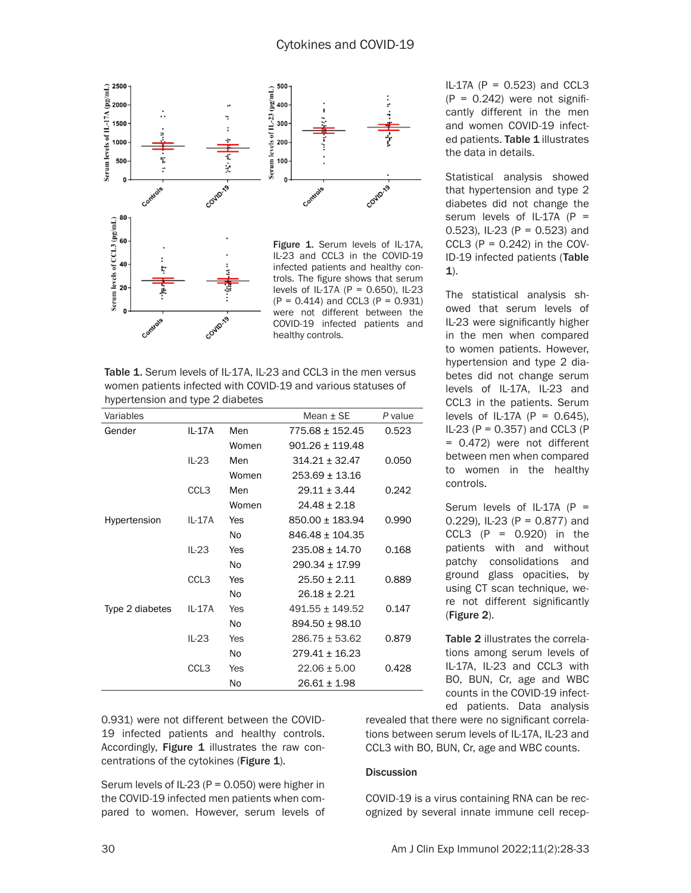Figure 1. Serum levels of IL-17A, IL-23 and CCL3 in the COVID-19 infected patients and healthy controls. The figure shows that serum levels of IL-17A (P = 0.650), IL-23 (P = 0.414) and CCL3 (P = 0.931) were not different between the COVID-19 infected patients and healthy controls.

Table 1. Serum levels of IL-17A, IL-23 and CCL3 in the men versus women patients infected with COVID-19 and various statuses of hypertension and type 2 diabetes

| Variables | | | Mean ± SE | *P* value |
|---|---|---|---|---|
| Gender | IL-17A | Men | 775.68 ± 152.45 | 0.523 |
| | | Women | 901.26 ± 119.48 | |
| | IL-23 | Men | 314.21 ± 32.47 | 0.050 |
| | | Women | 253.69 ± 13.16 | |
| | CCL3 | Men | 29.11 ± 3.44 | 0.242 |
| | | Women | 24.48 ± 2.18 | |
| Hypertension | IL-17A | Yes | 850.00 ± 183.94 | 0.990 |
| | | No | 846.48 ± 104.35 | |
| | IL-23 | Yes | 235.08 ± 14.70 | 0.168 |
| | | No | 290.34 ± 17.99 | |
| | CCL3 | Yes | 25.50 ± 2.11 | 0.889 |
| | | No | 26.18 ± 2.21 | |
| Type 2 diabetes | IL-17A | Yes | 491.55 ± 149.52 | 0.147 |
| | | No | 894.50 ± 98.10 | |
| | IL-23 | Yes | 286.75 ± 53.62 | 0.879 |
| | | No | 279.41 ± 16.23 | |
| | CCL3 | Yes | 22.06 ± 5.00 | 0.428 |
| | | No | 26.61 ± 1.98 | |

0.931) were not different between the COVID-19 infected patients and healthy controls. Accordingly, **Figure 1** illustrates the raw concentrations of the cytokines (**Figure 1**).

Serum levels of IL-23 (P = 0.050) were higher in the COVID-19 infected men patients when compared to women. However, serum levels of IL-17A (P = 0.523) and CCL3 (P = 0.242) were not significantly different in the men and women COVID-19 infected patients. **Table 1** illustrates the data in details.

Statistical analysis showed that hypertension and type 2 diabetes did not change the serum levels of IL-17A (P = 0.523), IL-23 (P = 0.523) and CCL3 (P = 0.242) in the COVID-19 infected patients (**Table 1**).

The statistical analysis showed that serum levels of IL-23 were significantly higher in the men when compared to women patients. However, hypertension and type 2 diabetes did not change serum levels of IL-17A, IL-23 and CCL3 in the patients. Serum levels of IL-17A (P = 0.645), IL-23 (P = 0.357) and CCL3 (P = 0.472) were not different between men when compared to women in the healthy controls.

Serum levels of IL-17A (P = 0.229), IL-23 (P = 0.877) and CCL3 (P = 0.920) in the patients with and without patchy consolidations and ground glass opacities, by using CT scan technique, were not different significantly (**Figure 2**).

**Table 2** illustrates the correlations among serum levels of IL-17A, IL-23 and CCL3 with BO, BUN, Cr, age and WBC counts in the COVID-19 infected patients. Data analysis revealed that there were no significant correlations between serum levels of IL-17A, IL-23 and CCL3 with BO, BUN, Cr, age and WBC counts.

## Discussion

COVID-19 is a virus containing RNA can be recognized by several innate immune cell recep-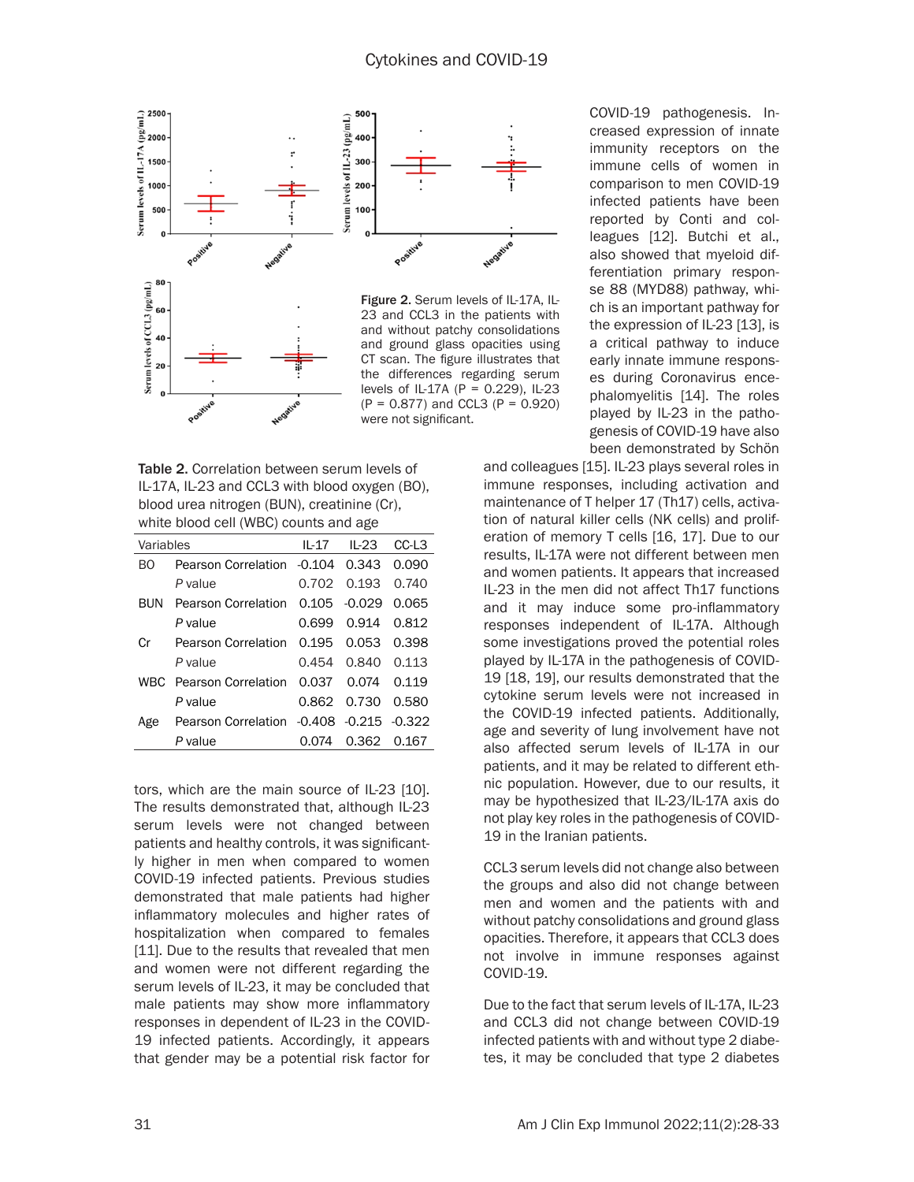COVID-19 pathogenesis. Increased expression of innate immunity receptors on the immune cells of women in comparison to men COVID-19 infected patients have been reported by Conti and colleagues [12]. Butchi et al., also showed that myeloid differentiation primary response 88 (MYD88) pathway, which is an important pathway for the expression of IL-23 [13], is a critical pathway to induce early innate immune responses during Coronavirus encephalomyelitis [14]. The roles played by IL-23 in the pathogenesis of COVID-19 have also been demonstrated by Schön and colleagues [15]. IL-23 plays several roles in immune responses, including activation and maintenance of T helper 17 (Th17) cells, activation of natural killer cells (NK cells) and proliferation of memory T cells [16, 17]. Due to our results, IL-17A were not different between men and women patients. It appears that increased IL-23 in the men did not affect Th17 functions and it may induce some pro-inflammatory responses independent of IL-17A. Although some investigations proved the potential roles played by IL-17A in the pathogenesis of COVID-19 [18, 19], our results demonstrated that the cytokine serum levels were not increased in the COVID-19 infected patients. Additionally, age and severity of lung involvement have not also affected serum levels of IL-17A in our patients, and it may be related to different ethnic population. However, due to our results, it may be hypothesized that IL-23/IL-17A axis do not play key roles in the pathogenesis of COVID-19 in the Iranian patients.

**Figure 2.** Serum levels of IL-17A, IL-23 and CCL3 in the patients with and without patchy consolidations and ground glass opacities using CT scan. The figure illustrates that the differences regarding serum levels of IL-17A (P = 0.229), IL-23 (P = 0.877) and CCL3 (P = 0.920) were not significant.

**Table 2.** Correlation between serum levels of IL-17A, IL-23 and CCL3 with blood oxygen (BO), blood urea nitrogen (BUN), creatinine (Cr), white blood cell (WBC) counts and age

| Variables | | IL-17 | IL-23 | CC-L3 |
|---|---|---|---|---|
| BO | Pearson Correlation | -0.104 | 0.343 | 0.090 |
| | *P* value | 0.702 | 0.193 | 0.740 |
| BUN | Pearson Correlation | 0.105 | -0.029 | 0.065 |
| | *P* value | 0.699 | 0.914 | 0.812 |
| Cr | Pearson Correlation | 0.195 | 0.053 | 0.398 |
| | *P* value | 0.454 | 0.840 | 0.113 |
| WBC | Pearson Correlation | 0.037 | 0.074 | 0.119 |
| | *P* value | 0.862 | 0.730 | 0.580 |
| Age | Pearson Correlation | -0.408 | -0.215 | -0.322 |
| | *P* value | 0.074 | 0.362 | 0.167 |

tors, which are the main source of IL-23 [10]. The results demonstrated that, although IL-23 serum levels were not changed between patients and healthy controls, it was significantly higher in men when compared to women COVID-19 infected patients. Previous studies demonstrated that male patients had higher inflammatory molecules and higher rates of hospitalization when compared to females [11]. Due to the results that revealed that men and women were not different regarding the serum levels of IL-23, it may be concluded that male patients may show more inflammatory responses in dependent of IL-23 in the COVID-19 infected patients. Accordingly, it appears that gender may be a potential risk factor for

CCL3 serum levels did not change also between the groups and also did not change between men and women and the patients with and without patchy consolidations and ground glass opacities. Therefore, it appears that CCL3 does not involve in immune responses against COVID-19.

Due to the fact that serum levels of IL-17A, IL-23 and CCL3 did not change between COVID-19 infected patients with and without type 2 diabetes, it may be concluded that type 2 diabetes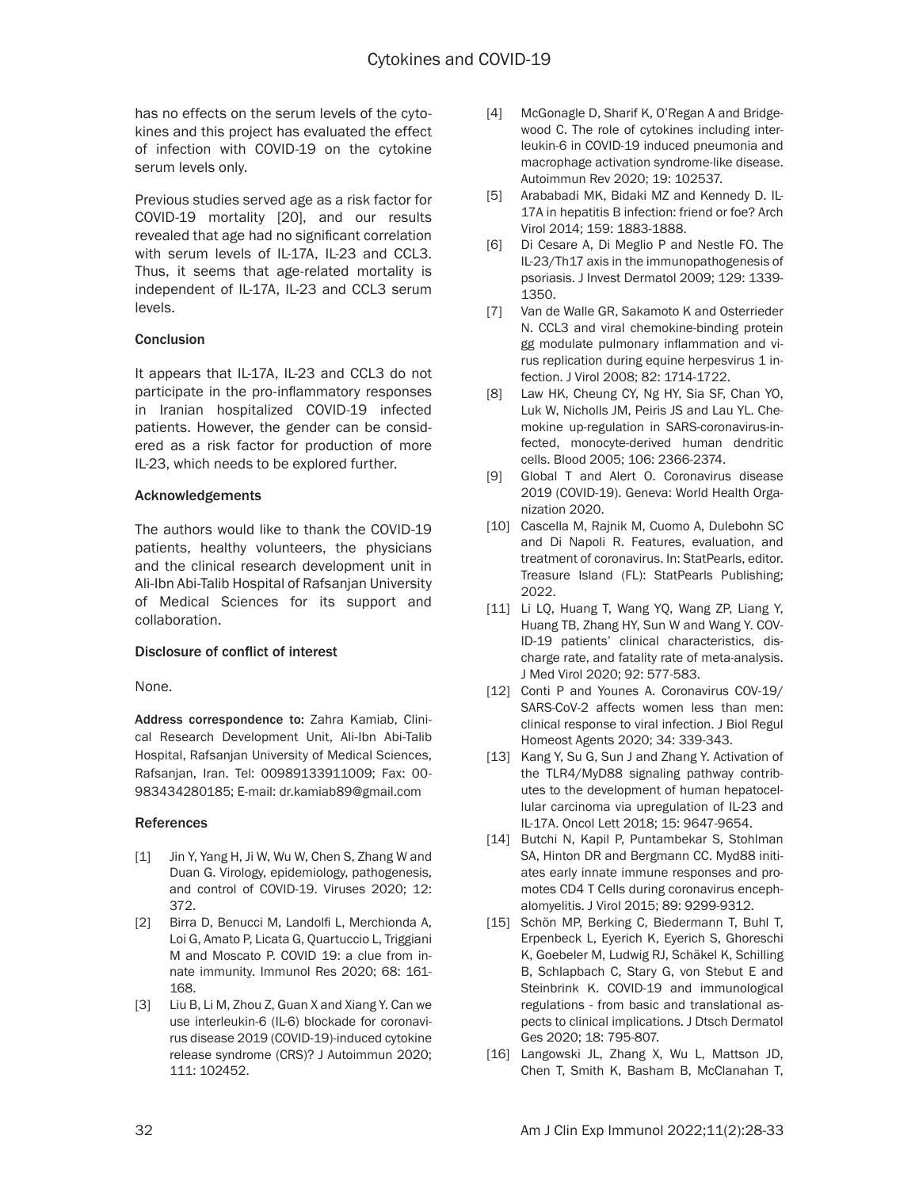has no effects on the serum levels of the cytokines and this project has evaluated the effect of infection with COVID-19 on the cytokine serum levels only.

Previous studies served age as a risk factor for COVID-19 mortality [20], and our results revealed that age had no significant correlation with serum levels of IL-17A, IL-23 and CCL3. Thus, it seems that age-related mortality is independent of IL-17A, IL-23 and CCL3 serum levels.

## Conclusion

It appears that IL-17A, IL-23 and CCL3 do not participate in the pro-inflammatory responses in Iranian hospitalized COVID-19 infected patients. However, the gender can be considered as a risk factor for production of more IL-23, which needs to be explored further.

## Acknowledgements

The authors would like to thank the COVID-19 patients, healthy volunteers, the physicians and the clinical research development unit in Ali-Ibn Abi-Talib Hospital of Rafsanjan University of Medical Sciences for its support and collaboration.

## Disclosure of conflict of interest

None.

**Address correspondence to:** Zahra Kamiab, Clinical Research Development Unit, Ali-Ibn Abi-Talib Hospital, Rafsanjan University of Medical Sciences, Rafsanjan, Iran. Tel: 00989133911009; Fax: 00-983434280185; E-mail: dr.kamiab89@gmail.com

## References

[1] Jin Y, Yang H, Ji W, Wu W, Chen S, Zhang W and Duan G. Virology, epidemiology, pathogenesis, and control of COVID-19. Viruses 2020; 12: 372.

[2] Birra D, Benucci M, Landolfi L, Merchionda A, Loi G, Amato P, Licata G, Quartuccio L, Triggiani M and Moscato P. COVID 19: a clue from innate immunity. Immunol Res 2020; 68: 161-168.

[3] Liu B, Li M, Zhou Z, Guan X and Xiang Y. Can we use interleukin-6 (IL-6) blockade for coronavirus disease 2019 (COVID-19)-induced cytokine release syndrome (CRS)? J Autoimmun 2020; 111: 102452.

[4] McGonagle D, Sharif K, O'Regan A and Bridgewood C. The role of cytokines including interleukin-6 in COVID-19 induced pneumonia and macrophage activation syndrome-like disease. Autoimmun Rev 2020; 19: 102537.

[5] Arababadi MK, Bidaki MZ and Kennedy D. IL-17A in hepatitis B infection: friend or foe? Arch Virol 2014; 159: 1883-1888.

[6] Di Cesare A, Di Meglio P and Nestle FO. The IL-23/Th17 axis in the immunopathogenesis of psoriasis. J Invest Dermatol 2009; 129: 1339-1350.

[7] Van de Walle GR, Sakamoto K and Osterrieder N. CCL3 and viral chemokine-binding protein gg modulate pulmonary inflammation and virus replication during equine herpesvirus 1 infection. J Virol 2008; 82: 1714-1722.

[8] Law HK, Cheung CY, Ng HY, Sia SF, Chan YO, Luk W, Nicholls JM, Peiris JS and Lau YL. Chemokine up-regulation in SARS-coronavirus-infected, monocyte-derived human dendritic cells. Blood 2005; 106: 2366-2374.

[9] Global T and Alert O. Coronavirus disease 2019 (COVID-19). Geneva: World Health Organization 2020.

[10] Cascella M, Rajnik M, Cuomo A, Dulebohn SC and Di Napoli R. Features, evaluation, and treatment of coronavirus. In: StatPearls, editor. Treasure Island (FL): StatPearls Publishing; 2022.

[11] Li LQ, Huang T, Wang YQ, Wang ZP, Liang Y, Huang TB, Zhang HY, Sun W and Wang Y. COVID-19 patients' clinical characteristics, discharge rate, and fatality rate of meta-analysis. J Med Virol 2020; 92: 577-583.

[12] Conti P and Younes A. Coronavirus COV-19/SARS-CoV-2 affects women less than men: clinical response to viral infection. J Biol Regul Homeost Agents 2020; 34: 339-343.

[13] Kang Y, Su G, Sun J and Zhang Y. Activation of the TLR4/MyD88 signaling pathway contributes to the development of human hepatocellular carcinoma via upregulation of IL-23 and IL-17A. Oncol Lett 2018; 15: 9647-9654.

[14] Butchi N, Kapil P, Puntambekar S, Stohlman SA, Hinton DR and Bergmann CC. Myd88 initiates early innate immune responses and promotes CD4 T Cells during coronavirus encephalomyelitis. J Virol 2015; 89: 9299-9312.

[15] Schön MP, Berking C, Biedermann T, Buhl T, Erpenbeck L, Eyerich K, Eyerich S, Ghoreschi K, Goebeler M, Ludwig RJ, Schäkel K, Schilling B, Schlapbach C, Stary G, von Stebut E and Steinbrink K. COVID-19 and immunological regulations - from basic and translational aspects to clinical implications. J Dtsch Dermatol Ges 2020; 18: 795-807.

[16] Langowski JL, Zhang X, Wu L, Mattson JD, Chen T, Smith K, Basham B, McClanahan T,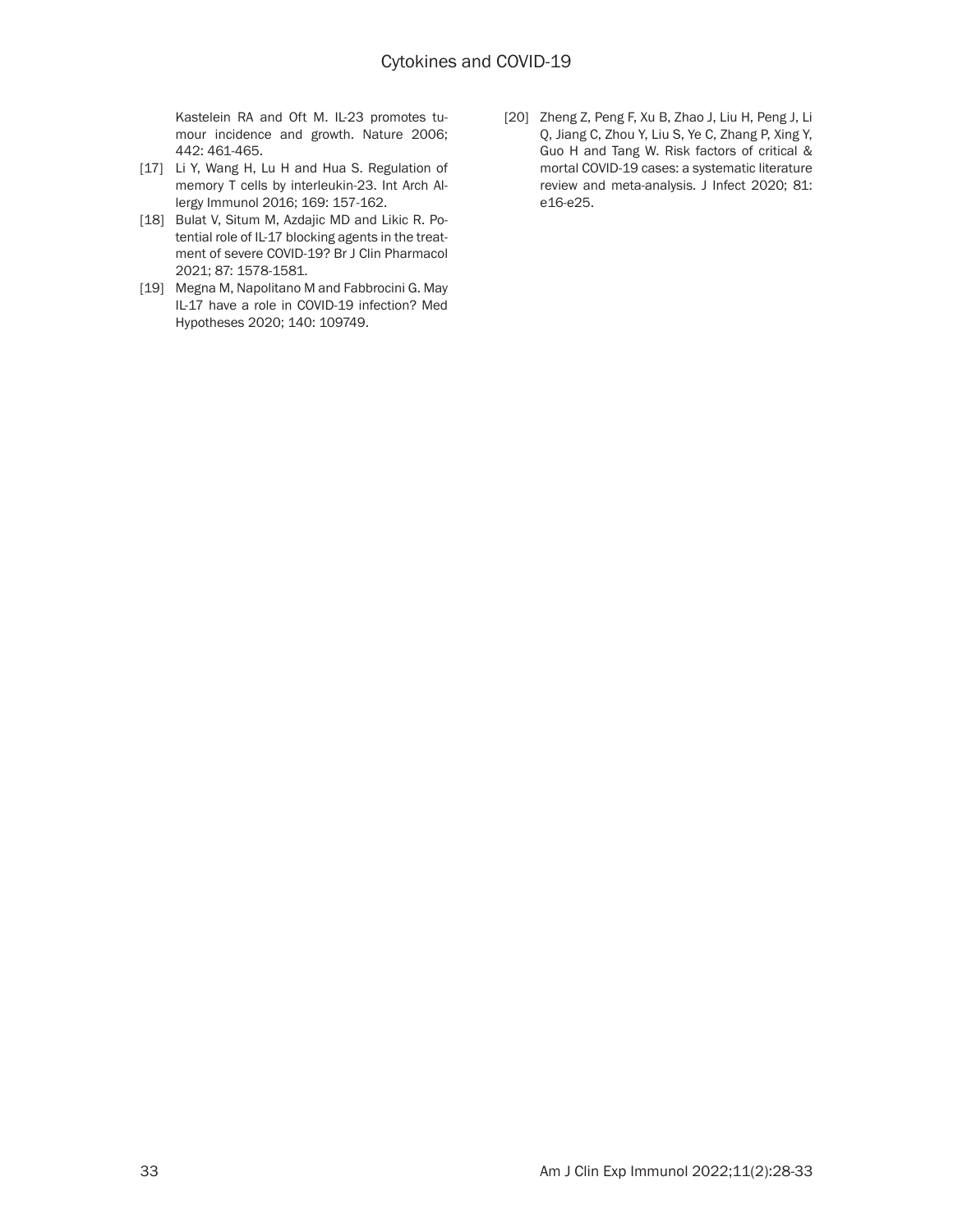Kastelein RA and Oft M. IL-23 promotes tumour incidence and growth. Nature 2006; 442: 461-465.

[17] Li Y, Wang H, Lu H and Hua S. Regulation of memory T cells by interleukin-23. Int Arch Allergy Immunol 2016; 169: 157-162.

[18] Bulat V, Situm M, Azdajic MD and Likic R. Potential role of IL-17 blocking agents in the treatment of severe COVID-19? Br J Clin Pharmacol 2021; 87: 1578-1581.

[19] Megna M, Napolitano M and Fabbrocini G. May IL-17 have a role in COVID-19 infection? Med Hypotheses 2020; 140: 109749.

[20] Zheng Z, Peng F, Xu B, Zhao J, Liu H, Peng J, Li Q, Jiang C, Zhou Y, Liu S, Ye C, Zhang P, Xing Y, Guo H and Tang W. Risk factors of critical & mortal COVID-19 cases: a systematic literature review and meta-analysis. J Infect 2020; 81: e16-e25.